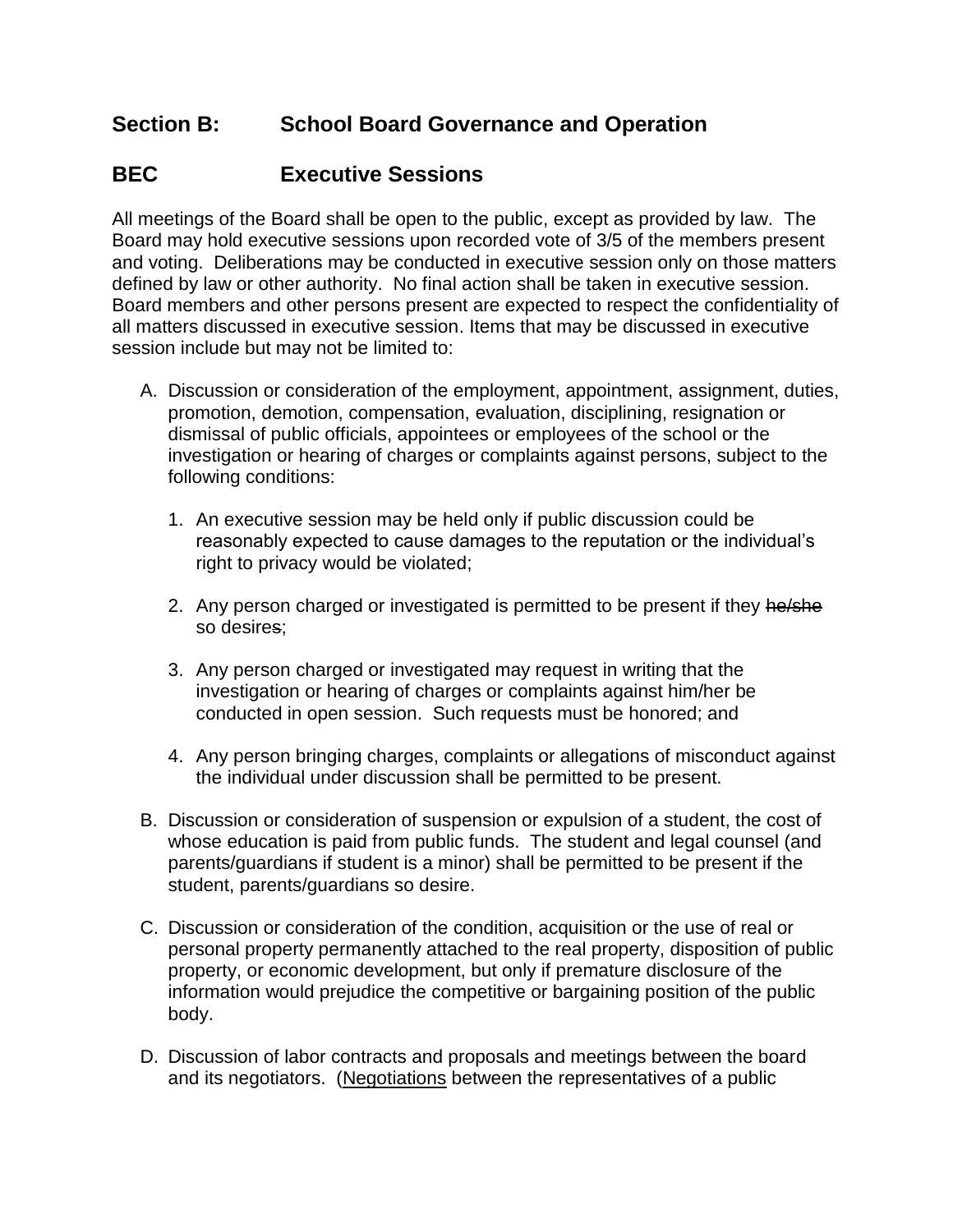## Section B: School Board Governance and Operation

## BEC Executive Sessions

All meetings of the Board shall be open to the public, except as provided by law. The Board may hold executive sessions upon recorded vote of 3/5 of the members present and voting. Deliberations may be conducted in executive session only on those matters defined by law or other authority. No final action shall be taken in executive session. Board members and other persons present are expected to respect the confidentiality of all matters discussed in executive session. Items that may be discussed in executive session include but may not be limited to:

A. Discussion or consideration of the employment, appointment, assignment, duties, promotion, demotion, compensation, evaluation, disciplining, resignation or dismissal of public officials, appointees or employees of the school or the investigation or hearing of charges or complaints against persons, subject to the following conditions:

   1. An executive session may be held only if public discussion could be reasonably expected to cause damages to the reputation or the individual's right to privacy would be violated;

   2. Any person charged or investigated is permitted to be present if they ~~he/she~~ so desire~~s~~;

   3. Any person charged or investigated may request in writing that the investigation or hearing of charges or complaints against him/her be conducted in open session. Such requests must be honored; and

   4. Any person bringing charges, complaints or allegations of misconduct against the individual under discussion shall be permitted to be present.

B. Discussion or consideration of suspension or expulsion of a student, the cost of whose education is paid from public funds. The student and legal counsel (and parents/guardians if student is a minor) shall be permitted to be present if the student, parents/guardians so desire.

C. Discussion or consideration of the condition, acquisition or the use of real or personal property permanently attached to the real property, disposition of public property, or economic development, but only if premature disclosure of the information would prejudice the competitive or bargaining position of the public body.

D. Discussion of labor contracts and proposals and meetings between the board and its negotiators. (Negotiations between the representatives of a public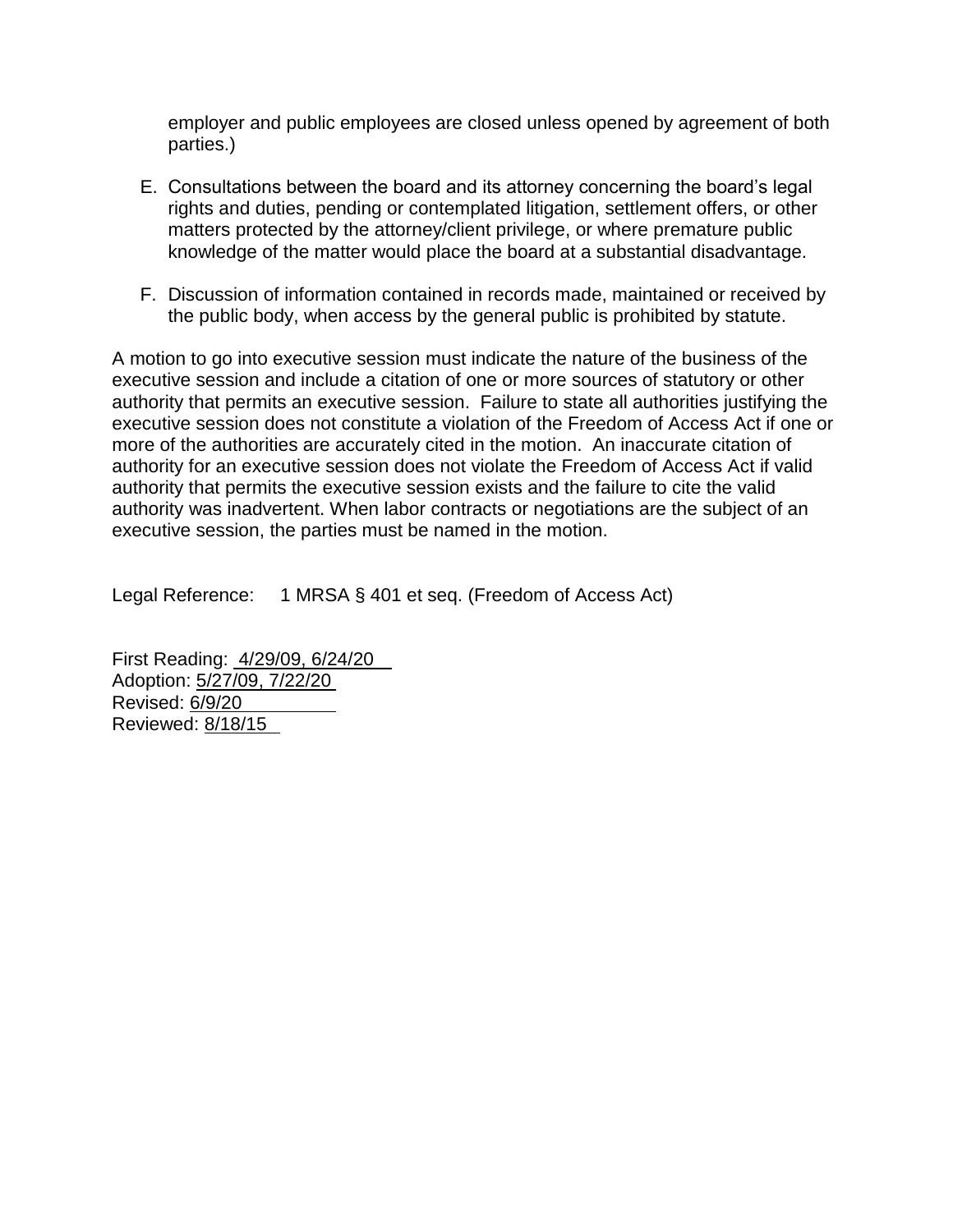employer and public employees are closed unless opened by agreement of both parties.)

E. Consultations between the board and its attorney concerning the board's legal rights and duties, pending or contemplated litigation, settlement offers, or other matters protected by the attorney/client privilege, or where premature public knowledge of the matter would place the board at a substantial disadvantage.

F. Discussion of information contained in records made, maintained or received by the public body, when access by the general public is prohibited by statute.

A motion to go into executive session must indicate the nature of the business of the executive session and include a citation of one or more sources of statutory or other authority that permits an executive session. Failure to state all authorities justifying the executive session does not constitute a violation of the Freedom of Access Act if one or more of the authorities are accurately cited in the motion. An inaccurate citation of authority for an executive session does not violate the Freedom of Access Act if valid authority that permits the executive session exists and the failure to cite the valid authority was inadvertent. When labor contracts or negotiations are the subject of an executive session, the parties must be named in the motion.

Legal Reference: 1 MRSA § 401 et seq. (Freedom of Access Act)

First Reading: 4/29/09, 6/24/20
Adoption: 5/27/09, 7/22/20
Revised: 6/9/20
Reviewed: 8/18/15